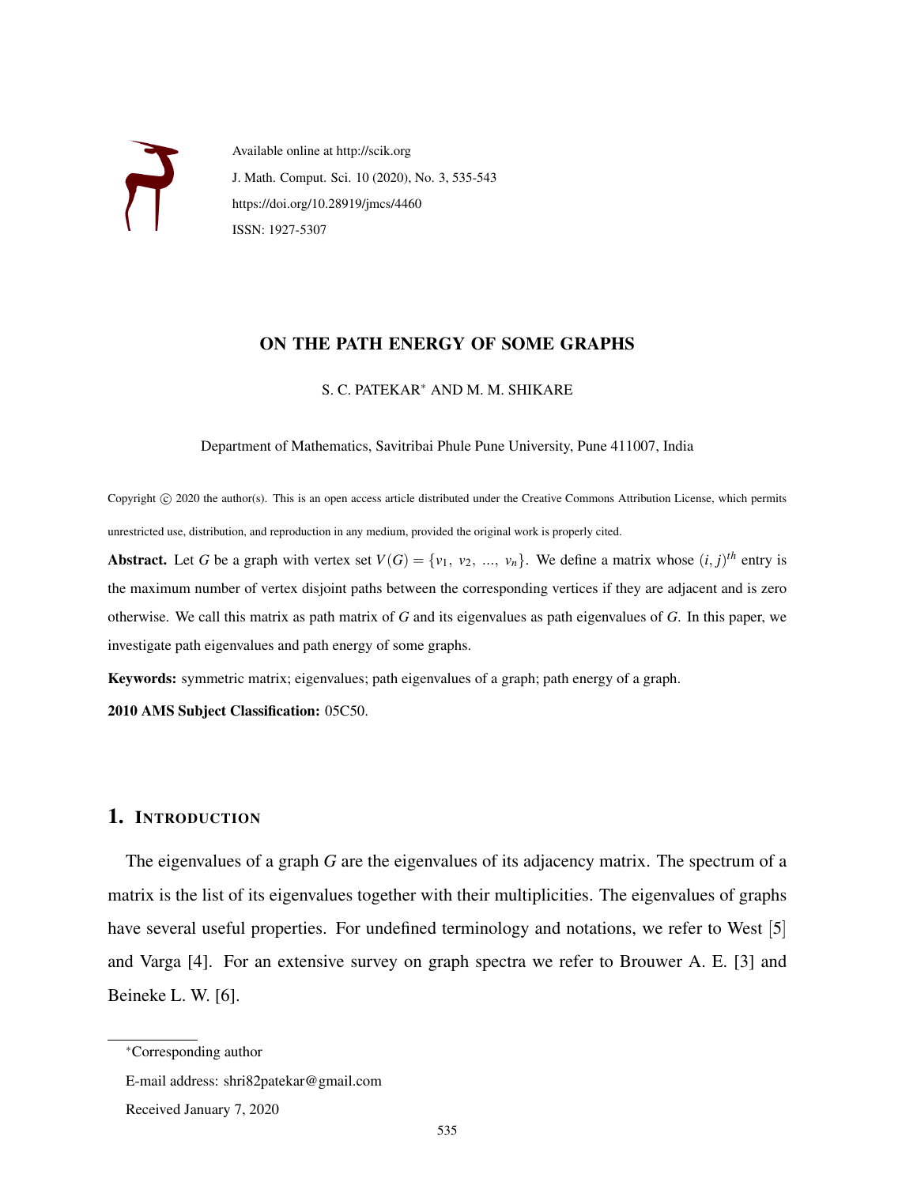Available online at http://scik.org

J. Math. Comput. Sci. 10 (2020), No. 3, 535-543

https://doi.org/10.28919/jmcs/4460

ISSN: 1927-5307

# ON THE PATH ENERGY OF SOME GRAPHS

S. C. PATEKAR* AND M. M. SHIKARE

Department of Mathematics, Savitribai Phule Pune University, Pune 411007, India

Copyright © 2020 the author(s). This is an open access article distributed under the Creative Commons Attribution License, which permits unrestricted use, distribution, and reproduction in any medium, provided the original work is properly cited.

**Abstract.** Let $G$ be a graph with vertex set $V(G) = \{v_1, v_2, ..., v_n\}$. We define a matrix whose $(i, j)^{th}$ entry is the maximum number of vertex disjoint paths between the corresponding vertices if they are adjacent and is zero otherwise. We call this matrix as path matrix of $G$ and its eigenvalues as path eigenvalues of $G$. In this paper, we investigate path eigenvalues and path energy of some graphs.

**Keywords:** symmetric matrix; eigenvalues; path eigenvalues of a graph; path energy of a graph.

**2010 AMS Subject Classification:** 05C50.

## 1. Introduction

The eigenvalues of a graph $G$ are the eigenvalues of its adjacency matrix. The spectrum of a matrix is the list of its eigenvalues together with their multiplicities. The eigenvalues of graphs have several useful properties. For undefined terminology and notations, we refer to West [5] and Varga [4]. For an extensive survey on graph spectra we refer to Brouwer A. E. [3] and Beineke L. W. [6].

*Corresponding author

E-mail address: shri82patekar@gmail.com

Received January 7, 2020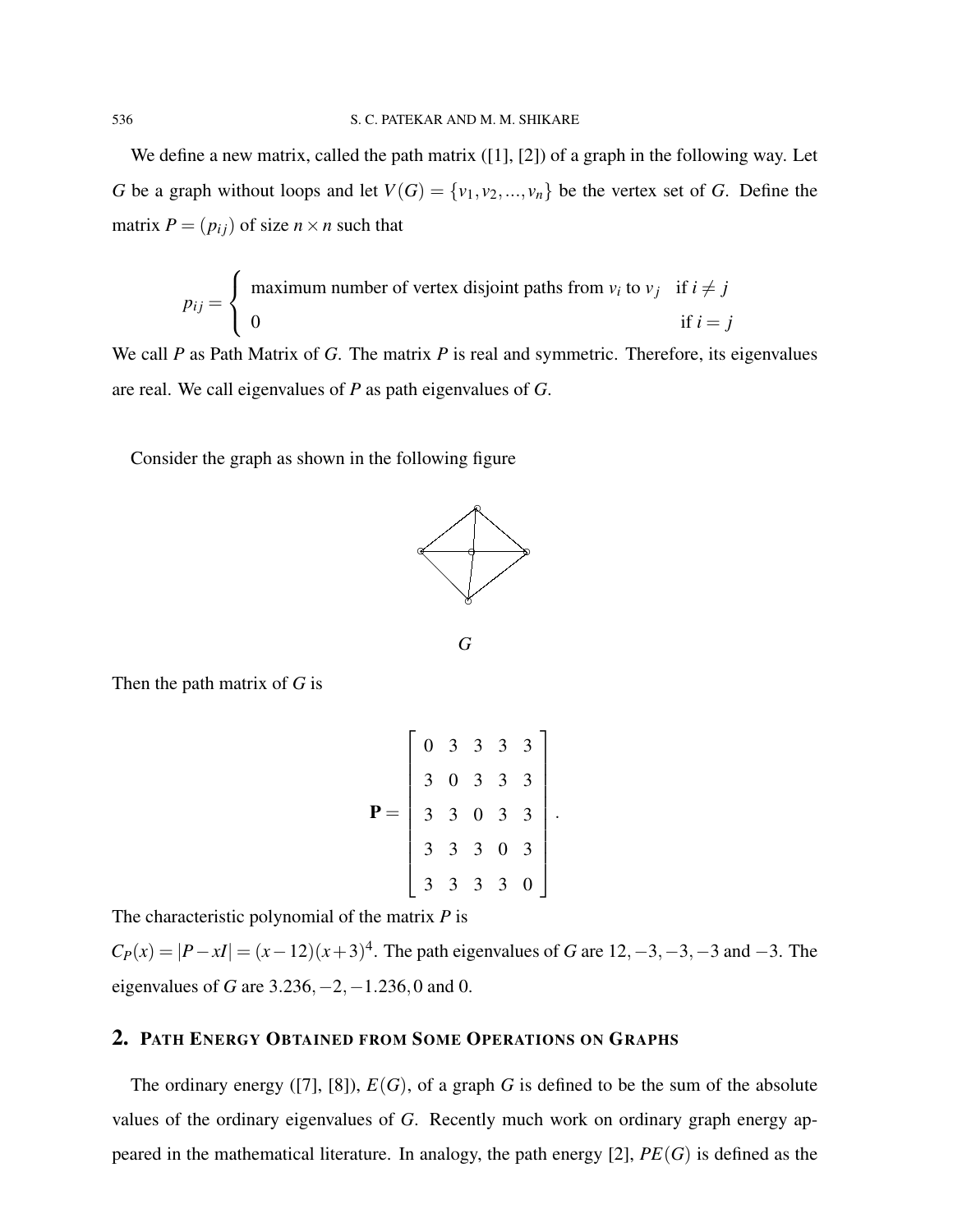We define a new matrix, called the path matrix ([1], [2]) of a graph in the following way. Let $G$ be a graph without loops and let $V(G) = \{v_1, v_2, ..., v_n\}$ be the vertex set of $G$. Define the matrix $P = (p_{ij})$ of size $n \times n$ such that

$$p_{ij} = \begin{cases} \text{maximum number of vertex disjoint paths from } v_i \text{ to } v_j & \text{if } i \neq j \\ 0 & \text{if } i = j \end{cases}$$

We call $P$ as Path Matrix of $G$. The matrix $P$ is real and symmetric. Therefore, its eigenvalues are real. We call eigenvalues of $P$ as path eigenvalues of $G$.

Consider the graph as shown in the following figure

$G$

Then the path matrix of $G$ is

$$\mathbf{P} = \begin{bmatrix} 0 & 3 & 3 & 3 & 3 \\ 3 & 0 & 3 & 3 & 3 \\ 3 & 3 & 0 & 3 & 3 \\ 3 & 3 & 3 & 0 & 3 \\ 3 & 3 & 3 & 3 & 0 \end{bmatrix}.$$

The characteristic polynomial of the matrix $P$ is

$C_P(x) = |P - xI| = (x-12)(x+3)^4$. The path eigenvalues of $G$ are $12, -3, -3, -3$ and $-3$. The eigenvalues of $G$ are $3.236, -2, -1.236, 0$ and $0$.

## 2. Path Energy Obtained from Some Operations on Graphs

The ordinary energy ([7], [8]), $E(G)$, of a graph $G$ is defined to be the sum of the absolute values of the ordinary eigenvalues of $G$. Recently much work on ordinary graph energy appeared in the mathematical literature. In analogy, the path energy [2], $PE(G)$ is defined as the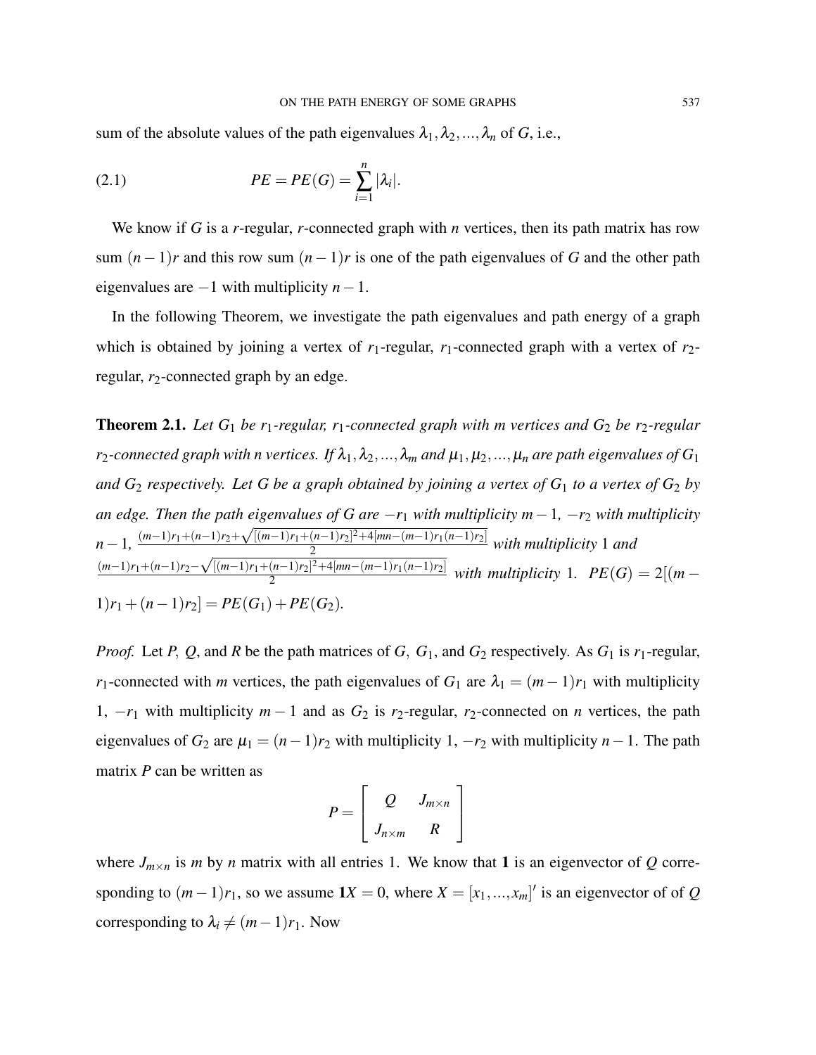sum of the absolute values of the path eigenvalues $\lambda_1, \lambda_2, ..., \lambda_n$ of $G$, i.e.,

$$PE = PE(G) = \sum_{i=1}^{n} |\lambda_i|. \tag{2.1}$$

We know if $G$ is a $r$-regular, $r$-connected graph with $n$ vertices, then its path matrix has row sum $(n-1)r$ and this row sum $(n-1)r$ is one of the path eigenvalues of $G$ and the other path eigenvalues are $-1$ with multiplicity $n-1$.

In the following Theorem, we investigate the path eigenvalues and path energy of a graph which is obtained by joining a vertex of $r_1$-regular, $r_1$-connected graph with a vertex of $r_2$-regular, $r_2$-connected graph by an edge.

**Theorem 2.1.** *Let $G_1$ be $r_1$-regular, $r_1$-connected graph with $m$ vertices and $G_2$ be $r_2$-regular $r_2$-connected graph with $n$ vertices. If $\lambda_1, \lambda_2, ..., \lambda_m$ and $\mu_1, \mu_2, ..., \mu_n$ are path eigenvalues of $G_1$ and $G_2$ respectively. Let $G$ be a graph obtained by joining a vertex of $G_1$ to a vertex of $G_2$ by an edge. Then the path eigenvalues of $G$ are $-r_1$ with multiplicity $m-1$, $-r_2$ with multiplicity $n-1$, $\frac{(m-1)r_1+(n-1)r_2+\sqrt{[(m-1)r_1+(n-1)r_2]^2+4[mn-(m-1)r_1(n-1)r_2]}}{2}$ with multiplicity 1 and $\frac{(m-1)r_1+(n-1)r_2-\sqrt{[(m-1)r_1+(n-1)r_2]^2+4[mn-(m-1)r_1(n-1)r_2]}}{2}$ with multiplicity 1. $PE(G) = 2[(m-1)r_1+(n-1)r_2] = PE(G_1)+PE(G_2)$.*

*Proof.* Let $P$, $Q$, and $R$ be the path matrices of $G$, $G_1$, and $G_2$ respectively. As $G_1$ is $r_1$-regular, $r_1$-connected with $m$ vertices, the path eigenvalues of $G_1$ are $\lambda_1 = (m-1)r_1$ with multiplicity 1, $-r_1$ with multiplicity $m-1$ and as $G_2$ is $r_2$-regular, $r_2$-connected on $n$ vertices, the path eigenvalues of $G_2$ are $\mu_1 = (n-1)r_2$ with multiplicity 1, $-r_2$ with multiplicity $n-1$. The path matrix $P$ can be written as

$$P = \begin{bmatrix} Q & J_{m\times n} \\ J_{n\times m} & R \end{bmatrix}$$

where $J_{m\times n}$ is $m$ by $n$ matrix with all entries 1. We know that $\mathbf{1}$ is an eigenvector of $Q$ corresponding to $(m-1)r_1$, so we assume $\mathbf{1}X = 0$, where $X = [x_1, ..., x_m]'$ is an eigenvector of of $Q$ corresponding to $\lambda_i \neq (m-1)r_1$. Now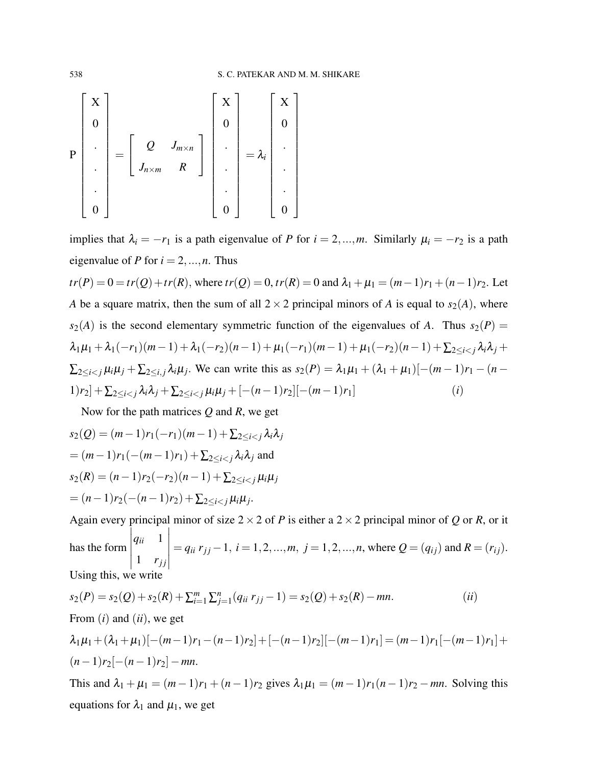$$
P \begin{bmatrix} X \\ 0 \\ . \\ . \\ . \\ 0 \end{bmatrix} = \begin{bmatrix} Q & J_{m\times n} \\ J_{n\times m} & R \end{bmatrix} \begin{bmatrix} X \\ 0 \\ . \\ . \\ . \\ 0 \end{bmatrix} = \lambda_i \begin{bmatrix} X \\ 0 \\ . \\ . \\ . \\ 0 \end{bmatrix}
$$

implies that $\lambda_i = -r_1$ is a path eigenvalue of $P$ for $i = 2,...,m$. Similarly $\mu_i = -r_2$ is a path eigenvalue of $P$ for $i = 2,...,n$. Thus

$tr(P) = 0 = tr(Q) + tr(R)$, where $tr(Q) = 0, tr(R) = 0$ and $\lambda_1 + \mu_1 = (m-1)r_1 + (n-1)r_2$. Let $A$ be a square matrix, then the sum of all $2\times 2$ principal minors of $A$ is equal to $s_2(A)$, where $s_2(A)$ is the second elementary symmetric function of the eigenvalues of $A$. Thus $s_2(P) = \lambda_1\mu_1 + \lambda_1(-r_1)(m-1) + \lambda_1(-r_2)(n-1) + \mu_1(-r_1)(m-1) + \mu_1(-r_2)(n-1) + \sum_{2\leq i<j}\lambda_i\lambda_j + \sum_{2\leq i<j}\mu_i\mu_j + \sum_{2\leq i,j}\lambda_i\mu_j$. We can write this as $s_2(P) = \lambda_1\mu_1 + (\lambda_1+\mu_1)[-(m-1)r_1 - (n-1)r_2] + \sum_{2\leq i<j}\lambda_i\lambda_j + \sum_{2\leq i<j}\mu_i\mu_j + [-(n-1)r_2][-(m-1)r_1]$ $\quad (i)$

Now for the path matrices $Q$ and $R$, we get

$s_2(Q) = (m-1)r_1(-r_1)(m-1) + \sum_{2\leq i<j}\lambda_i\lambda_j$

$= (m-1)r_1(-(m-1)r_1) + \sum_{2\leq i<j}\lambda_i\lambda_j$ and

$s_2(R) = (n-1)r_2(-r_2)(n-1) + \sum_{2\leq i<j}\mu_i\mu_j$

$= (n-1)r_2(-(n-1)r_2) + \sum_{2\leq i<j}\mu_i\mu_j$.

Again every principal minor of size $2\times 2$ of $P$ is either a $2\times 2$ principal minor of $Q$ or $R$, or it has the form $\begin{vmatrix} q_{ii} & 1 \\ 1 & r_{jj} \end{vmatrix} = q_{ii}\, r_{jj} - 1,\ i = 1,2,...,m,\ j = 1,2,...,n$, where $Q = (q_{ij})$ and $R = (r_{ij})$. Using this, we write

$s_2(P) = s_2(Q) + s_2(R) + \sum_{i=1}^{m}\sum_{j=1}^{n}(q_{ii}\, r_{jj} - 1) = s_2(Q) + s_2(R) - mn.$ $\quad (ii)$

From $(i)$ and $(ii)$, we get

$\lambda_1\mu_1 + (\lambda_1+\mu_1)[-(m-1)r_1 - (n-1)r_2] + [-(n-1)r_2][-(m-1)r_1] = (m-1)r_1[-(m-1)r_1] + (n-1)r_2[-(n-1)r_2] - mn.$

This and $\lambda_1 + \mu_1 = (m-1)r_1 + (n-1)r_2$ gives $\lambda_1\mu_1 = (m-1)r_1(n-1)r_2 - mn$. Solving this equations for $\lambda_1$ and $\mu_1$, we get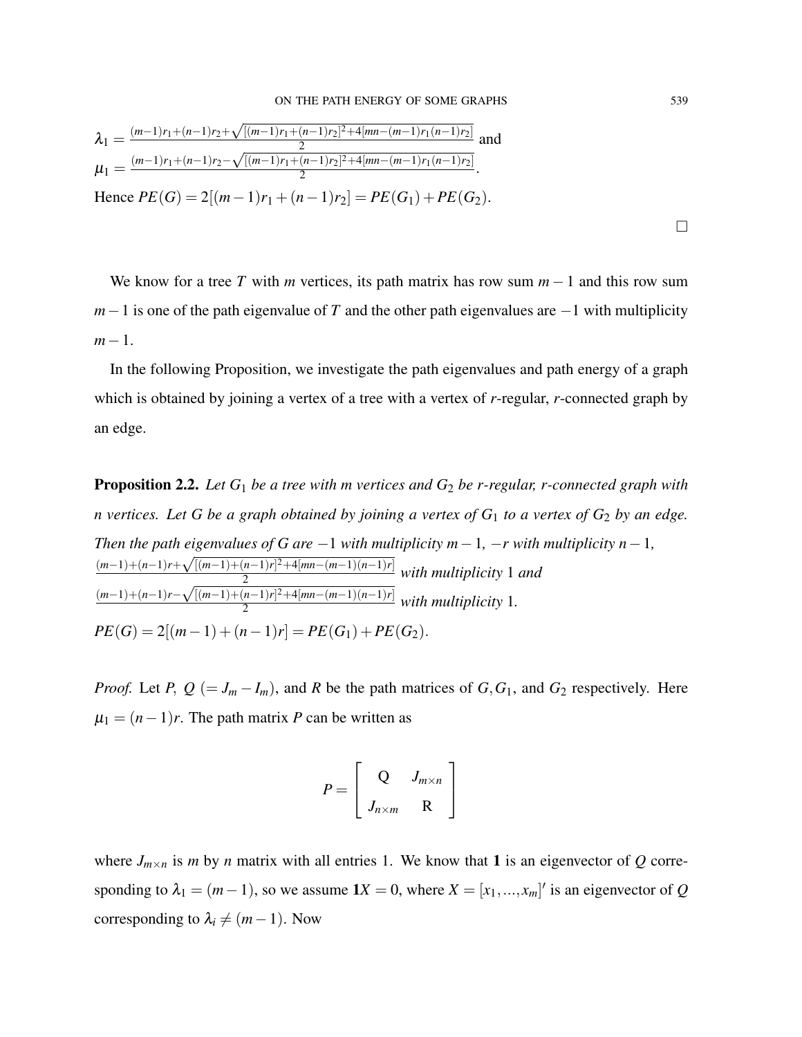$\lambda_1 = \frac{(m-1)r_1+(n-1)r_2+\sqrt{[(m-1)r_1+(n-1)r_2]^2+4[mn-(m-1)r_1(n-1)r_2]}}{2}$ and

$\mu_1 = \frac{(m-1)r_1+(n-1)r_2-\sqrt{[(m-1)r_1+(n-1)r_2]^2+4[mn-(m-1)r_1(n-1)r_2]}}{2}$.

Hence $PE(G) = 2[(m-1)r_1 + (n-1)r_2] = PE(G_1) + PE(G_2)$.

□

We know for a tree $T$ with $m$ vertices, its path matrix has row sum $m-1$ and this row sum $m-1$ is one of the path eigenvalue of $T$ and the other path eigenvalues are $-1$ with multiplicity $m-1$.

In the following Proposition, we investigate the path eigenvalues and path energy of a graph which is obtained by joining a vertex of a tree with a vertex of *r*-regular, *r*-connected graph by an edge.

**Proposition 2.2.** *Let $G_1$ be a tree with m vertices and $G_2$ be r-regular, r-connected graph with n vertices. Let G be a graph obtained by joining a vertex of $G_1$ to a vertex of $G_2$ by an edge. Then the path eigenvalues of G are $-1$ with multiplicity $m-1$, $-r$ with multiplicity $n-1$,* $\frac{(m-1)+(n-1)r+\sqrt{[(m-1)+(n-1)r]^2+4[mn-(m-1)(n-1)r]}}{2}$ *with multiplicity* 1 *and* $\frac{(m-1)+(n-1)r-\sqrt{[(m-1)+(n-1)r]^2+4[mn-(m-1)(n-1)r]}}{2}$ *with multiplicity* 1.

$PE(G) = 2[(m-1)+(n-1)r] = PE(G_1) + PE(G_2)$.

*Proof.* Let $P$, $Q$ $(= J_m - I_m)$, and $R$ be the path matrices of $G, G_1$, and $G_2$ respectively. Here $\mu_1 = (n-1)r$. The path matrix $P$ can be written as

$$P = \begin{bmatrix} \text{Q} & J_{m\times n} \\ J_{n\times m} & \text{R} \end{bmatrix}$$

where $J_{m\times n}$ is $m$ by $n$ matrix with all entries 1. We know that **1** is an eigenvector of $Q$ corresponding to $\lambda_1 = (m-1)$, so we assume $\mathbf{1}X = 0$, where $X = [x_1, ..., x_m]'$ is an eigenvector of $Q$ corresponding to $\lambda_i \neq (m-1)$. Now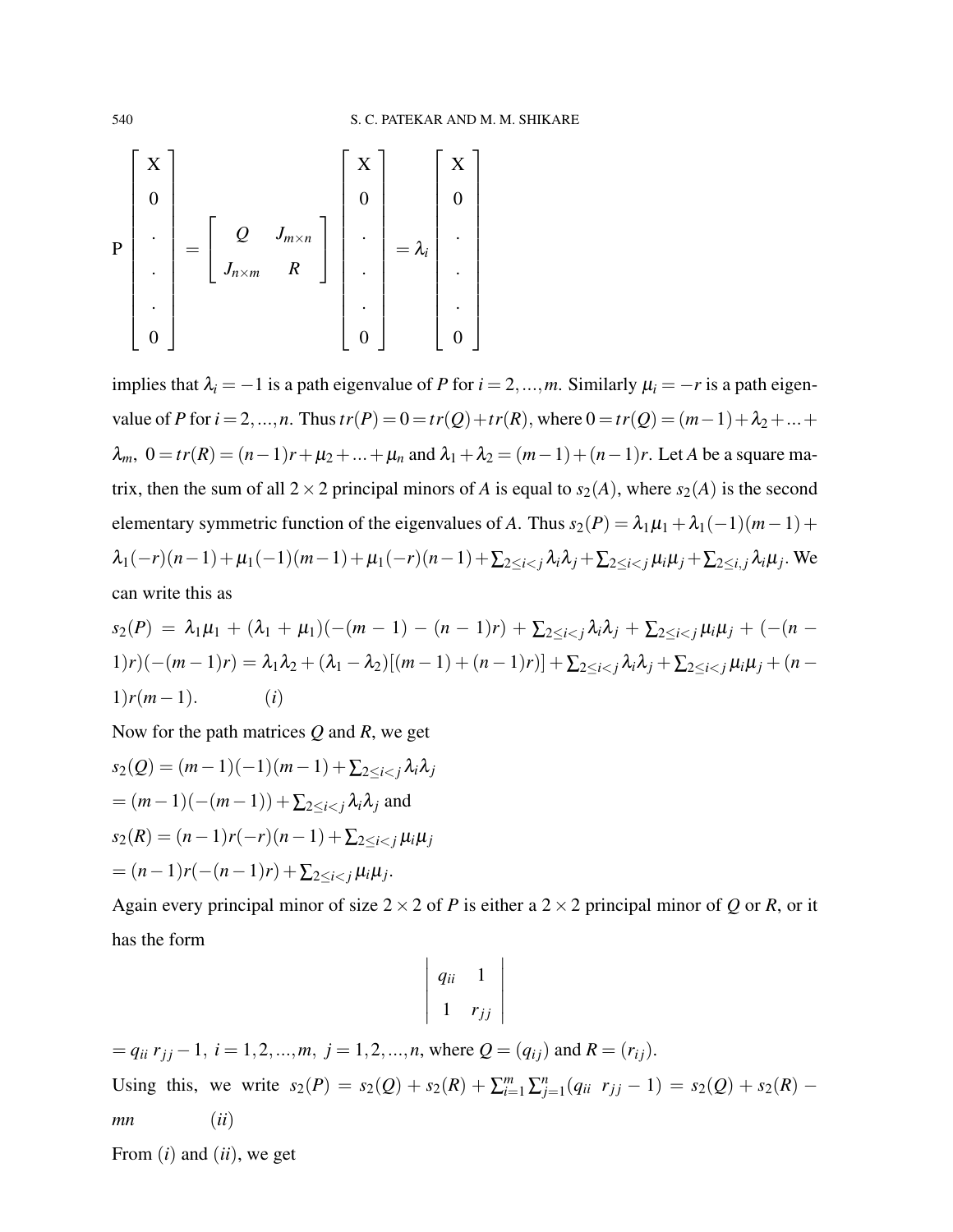$$
P\begin{bmatrix} X \\ 0 \\ . \\ . \\ . \\ 0 \end{bmatrix} = \begin{bmatrix} Q & J_{m\times n} \\ J_{n\times m} & R \end{bmatrix} \begin{bmatrix} X \\ 0 \\ . \\ . \\ . \\ 0 \end{bmatrix} = \lambda_i \begin{bmatrix} X \\ 0 \\ . \\ . \\ . \\ 0 \end{bmatrix}
$$

implies that $\lambda_i = -1$ is a path eigenvalue of $P$ for $i = 2, ..., m$. Similarly $\mu_i = -r$ is a path eigenvalue of $P$ for $i = 2, ..., n$. Thus $tr(P) = 0 = tr(Q) + tr(R)$, where $0 = tr(Q) = (m-1) + \lambda_2 + ... + \lambda_m$, $0 = tr(R) = (n-1)r + \mu_2 + ... + \mu_n$ and $\lambda_1 + \lambda_2 = (m-1) + (n-1)r$. Let $A$ be a square matrix, then the sum of all $2\times 2$ principal minors of $A$ is equal to $s_2(A)$, where $s_2(A)$ is the second elementary symmetric function of the eigenvalues of $A$. Thus $s_2(P) = \lambda_1\mu_1 + \lambda_1(-1)(m-1) + \lambda_1(-r)(n-1) + \mu_1(-1)(m-1) + \mu_1(-r)(n-1) + \sum_{2\leq i<j}\lambda_i\lambda_j + \sum_{2\leq i<j}\mu_i\mu_j + \sum_{2\leq i,j}\lambda_i\mu_j$. We can write this as

$s_2(P) = \lambda_1\mu_1 + (\lambda_1 + \mu_1)(-(m-1) - (n-1)r) + \sum_{2\leq i<j}\lambda_i\lambda_j + \sum_{2\leq i<j}\mu_i\mu_j + (-(n-1)r)(-(m-1)r) = \lambda_1\lambda_2 + (\lambda_1 - \lambda_2)[(m-1) + (n-1)r)] + \sum_{2\leq i<j}\lambda_i\lambda_j + \sum_{2\leq i<j}\mu_i\mu_j + (n-1)r(m-1).$ $\qquad (i)$

Now for the path matrices $Q$ and $R$, we get

$s_2(Q) = (m-1)(-1)(m-1) + \sum_{2\leq i<j}\lambda_i\lambda_j$

$= (m-1)(-(m-1)) + \sum_{2\leq i<j}\lambda_i\lambda_j$ and

$s_2(R) = (n-1)r(-r)(n-1) + \sum_{2\leq i<j}\mu_i\mu_j$

$= (n-1)r(-(n-1)r) + \sum_{2\leq i<j}\mu_i\mu_j$.

Again every principal minor of size $2\times 2$ of $P$ is either a $2\times 2$ principal minor of $Q$ or $R$, or it has the form

$$
\begin{vmatrix} q_{ii} & 1 \\ 1 & r_{jj} \end{vmatrix}
$$

$= q_{ii}\, r_{jj} - 1$, $i = 1, 2, ..., m$, $j = 1, 2, ..., n$, where $Q = (q_{ij})$ and $R = (r_{ij})$.

Using this, we write $s_2(P) = s_2(Q) + s_2(R) + \sum_{i=1}^{m}\sum_{j=1}^{n}(q_{ii}\ \ r_{jj} - 1) = s_2(Q) + s_2(R) - mn$ $\qquad (ii)$

From $(i)$ and $(ii)$, we get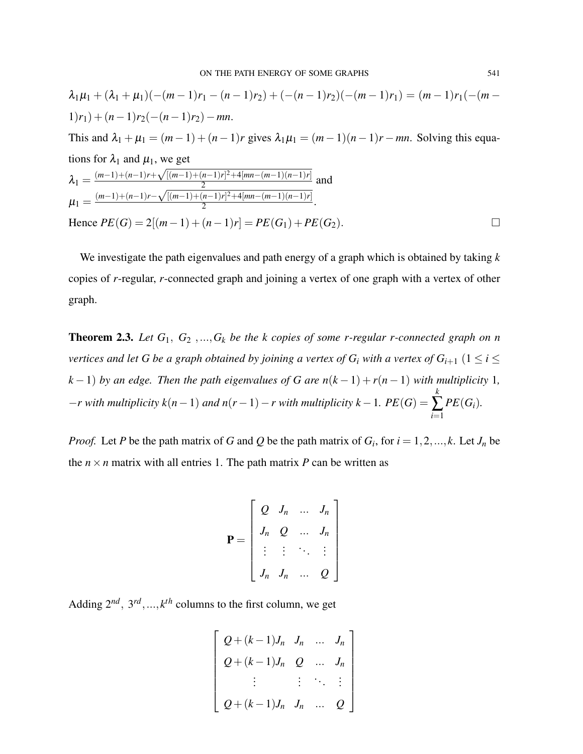$\lambda_1\mu_1 + (\lambda_1+\mu_1)(-(m-1)r_1-(n-1)r_2) + (-(n-1)r_2)(-(m-1)r_1) = (m-1)r_1(-(m-1)r_1) + (n-1)r_2(-(n-1)r_2) - mn$.

This and $\lambda_1+\mu_1 = (m-1)+(n-1)r$ gives $\lambda_1\mu_1 = (m-1)(n-1)r - mn$. Solving this equations for $\lambda_1$ and $\mu_1$, we get

$\lambda_1 = \frac{(m-1)+(n-1)r+\sqrt{[(m-1)+(n-1)r]^2+4[mn-(m-1)(n-1)r]}}{2}$ and

$\mu_1 = \frac{(m-1)+(n-1)r-\sqrt{[(m-1)+(n-1)r]^2+4[mn-(m-1)(n-1)r]}}{2}$.

Hence $PE(G) = 2[(m-1)+(n-1)r] = PE(G_1)+PE(G_2)$. □

We investigate the path eigenvalues and path energy of a graph which is obtained by taking $k$ copies of $r$-regular, $r$-connected graph and joining a vertex of one graph with a vertex of other graph.

**Theorem 2.3.** *Let $G_1,\ G_2\ ,...,G_k$ be the $k$ copies of some $r$-regular $r$-connected graph on $n$ vertices and let $G$ be a graph obtained by joining a vertex of $G_i$ with a vertex of $G_{i+1}$ $(1 \le i \le k-1)$ by an edge. Then the path eigenvalues of $G$ are $n(k-1)+r(n-1)$ with multiplicity 1, $-r$ with multiplicity $k(n-1)$ and $n(r-1)-r$ with multiplicity $k-1$. $PE(G) = \sum_{i=1}^{k} PE(G_i)$.*

*Proof.* Let $P$ be the path matrix of $G$ and $Q$ be the path matrix of $G_i$, for $i = 1,2,...,k$. Let $J_n$ be the $n\times n$ matrix with all entries 1. The path matrix $P$ can be written as

$$\mathbf{P} = \begin{bmatrix} Q & J_n & \dots & J_n \\ J_n & Q & \dots & J_n \\ \vdots & \vdots & \ddots & \vdots \\ J_n & J_n & \dots & Q \end{bmatrix}$$

Adding $2^{nd},\ 3^{rd},...,k^{th}$ columns to the first column, we get

$$\begin{bmatrix} Q+(k-1)J_n & J_n & \dots & J_n \\ Q+(k-1)J_n & Q & \dots & J_n \\ \vdots & \vdots & \ddots & \vdots \\ Q+(k-1)J_n & J_n & \dots & Q \end{bmatrix}$$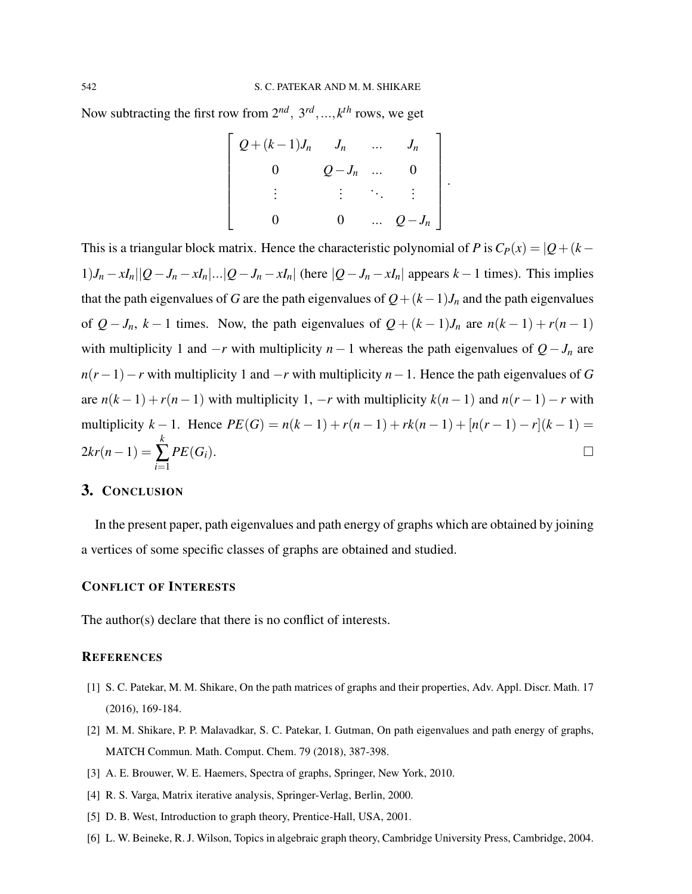Now subtracting the first row from $2^{nd}$, $3^{rd}, ..., k^{th}$ rows, we get

$$\begin{bmatrix} Q+(k-1)J_n & J_n & \dots & J_n \\ 0 & Q-J_n & \dots & 0 \\ \vdots & \vdots & \ddots & \vdots \\ 0 & 0 & \dots & Q-J_n \end{bmatrix}.$$

This is a triangular block matrix. Hence the characteristic polynomial of $P$ is $C_P(x) = |Q+(k-1)J_n - xI_n||Q-J_n-xI_n|...|Q-J_n-xI_n|$ (here $|Q-J_n-xI_n|$ appears $k-1$ times). This implies that the path eigenvalues of $G$ are the path eigenvalues of $Q+(k-1)J_n$ and the path eigenvalues of $Q-J_n$, $k-1$ times. Now, the path eigenvalues of $Q+(k-1)J_n$ are $n(k-1)+r(n-1)$ with multiplicity 1 and $-r$ with multiplicity $n-1$ whereas the path eigenvalues of $Q-J_n$ are $n(r-1)-r$ with multiplicity 1 and $-r$ with multiplicity $n-1$. Hence the path eigenvalues of $G$ are $n(k-1)+r(n-1)$ with multiplicity 1, $-r$ with multiplicity $k(n-1)$ and $n(r-1)-r$ with multiplicity $k-1$. Hence $PE(G) = n(k-1)+r(n-1)+rk(n-1)+[n(r-1)-r](k-1) = 2kr(n-1) = \sum_{i=1}^{k} PE(G_i)$. □

## 3. Conclusion

In the present paper, path eigenvalues and path energy of graphs which are obtained by joining a vertices of some specific classes of graphs are obtained and studied.

### Conflict of Interests

The author(s) declare that there is no conflict of interests.

### References

[1] S. C. Patekar, M. M. Shikare, On the path matrices of graphs and their properties, Adv. Appl. Discr. Math. 17 (2016), 169-184.

[2] M. M. Shikare, P. P. Malavadkar, S. C. Patekar, I. Gutman, On path eigenvalues and path energy of graphs, MATCH Commun. Math. Comput. Chem. 79 (2018), 387-398.

[3] A. E. Brouwer, W. E. Haemers, Spectra of graphs, Springer, New York, 2010.

[4] R. S. Varga, Matrix iterative analysis, Springer-Verlag, Berlin, 2000.

[5] D. B. West, Introduction to graph theory, Prentice-Hall, USA, 2001.

[6] L. W. Beineke, R. J. Wilson, Topics in algebraic graph theory, Cambridge University Press, Cambridge, 2004.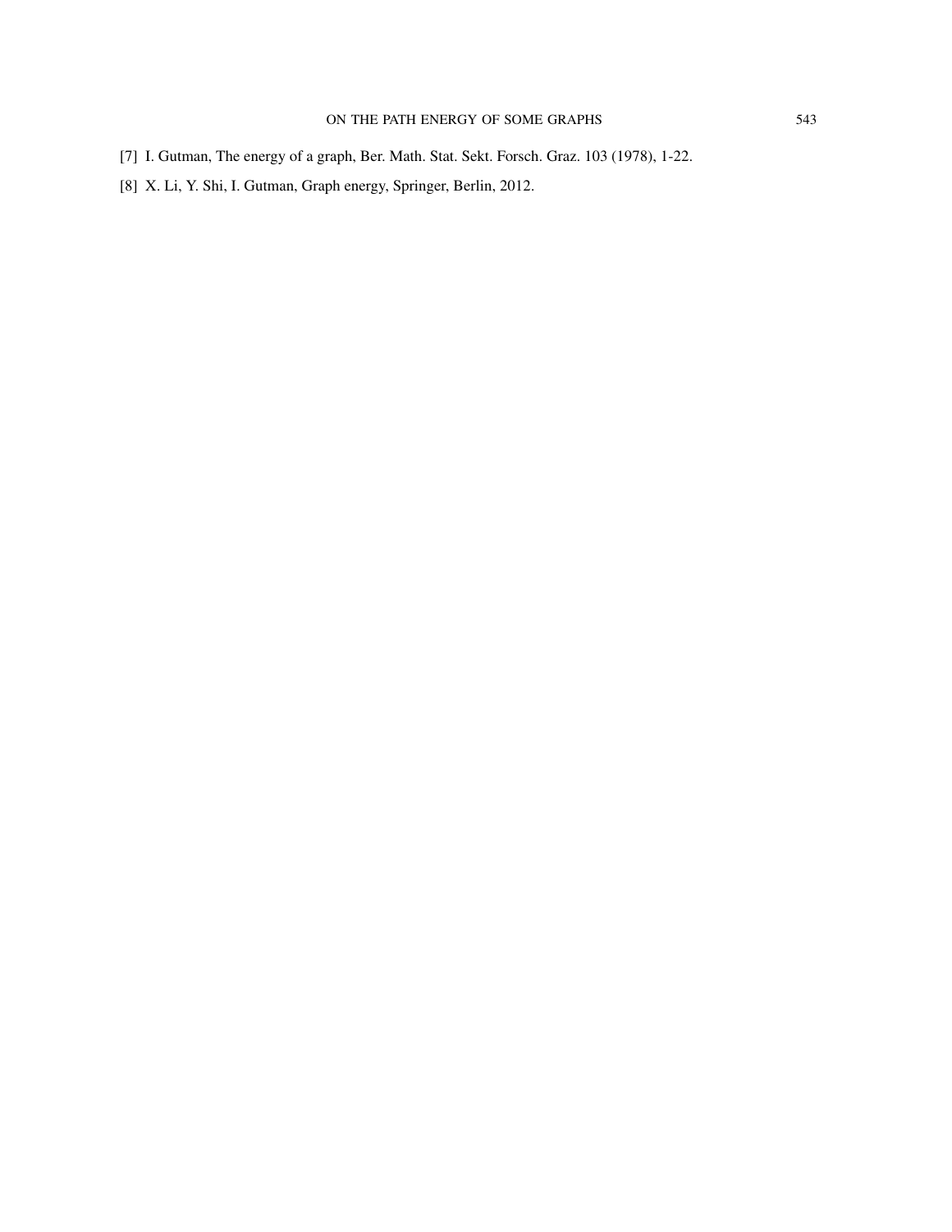[7] I. Gutman, The energy of a graph, Ber. Math. Stat. Sekt. Forsch. Graz. 103 (1978), 1-22.

[8] X. Li, Y. Shi, I. Gutman, Graph energy, Springer, Berlin, 2012.